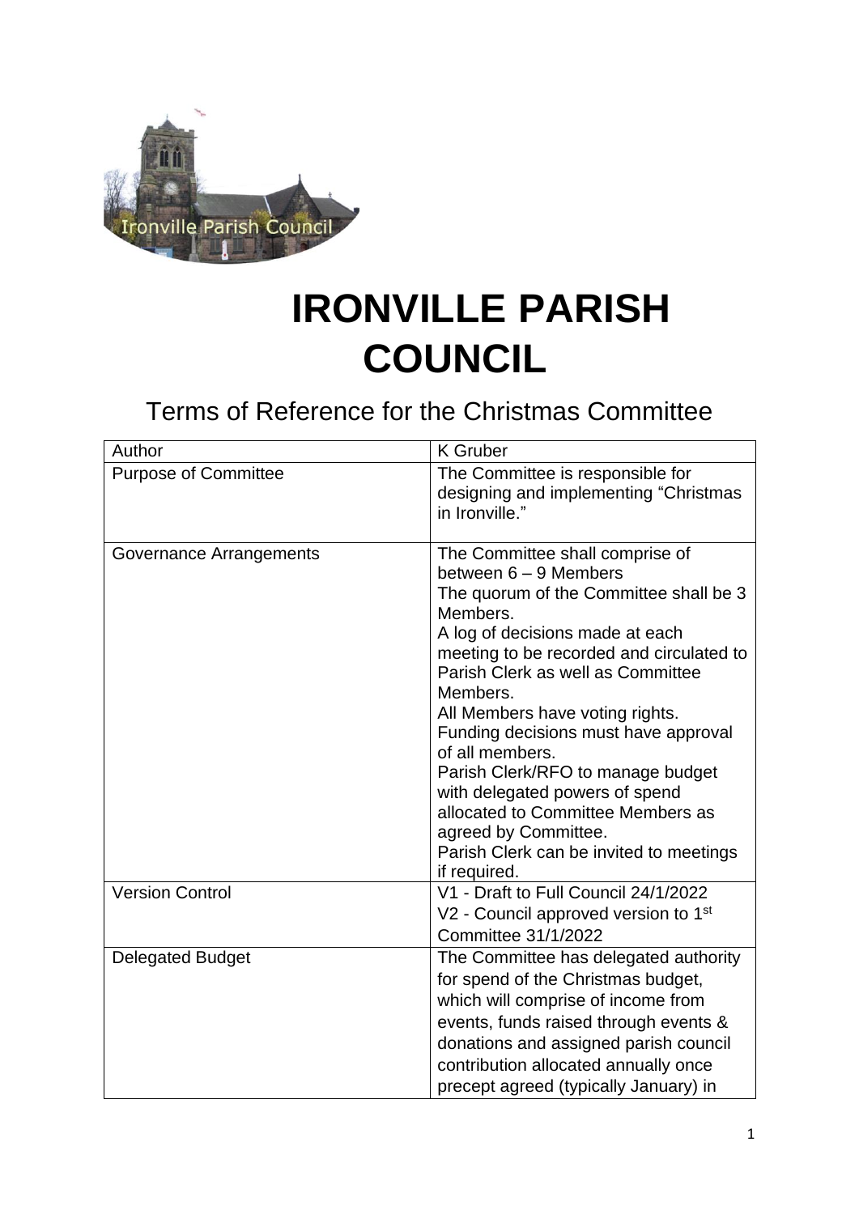# IRONVILLE PARISH COUNCIL

## Terms of Reference for the Christmas Committee

| Author | K Gruber |
|---|---|
| Purpose of Committee | The Committee is responsible for designing and implementing "Christmas in Ironville." |
| Governance Arrangements | The Committee shall comprise of between 6 – 9 Members<br>The quorum of the Committee shall be 3 Members.<br>A log of decisions made at each meeting to be recorded and circulated to Parish Clerk as well as Committee Members.<br>All Members have voting rights.<br>Funding decisions must have approval of all members.<br>Parish Clerk/RFO to manage budget with delegated powers of spend allocated to Committee Members as agreed by Committee.<br>Parish Clerk can be invited to meetings if required. |
| Version Control | V1 - Draft to Full Council 24/1/2022<br>V2 - Council approved version to 1st Committee 31/1/2022 |
| Delegated Budget | The Committee has delegated authority for spend of the Christmas budget, which will comprise of income from events, funds raised through events & donations and assigned parish council contribution allocated annually once precept agreed (typically January) in |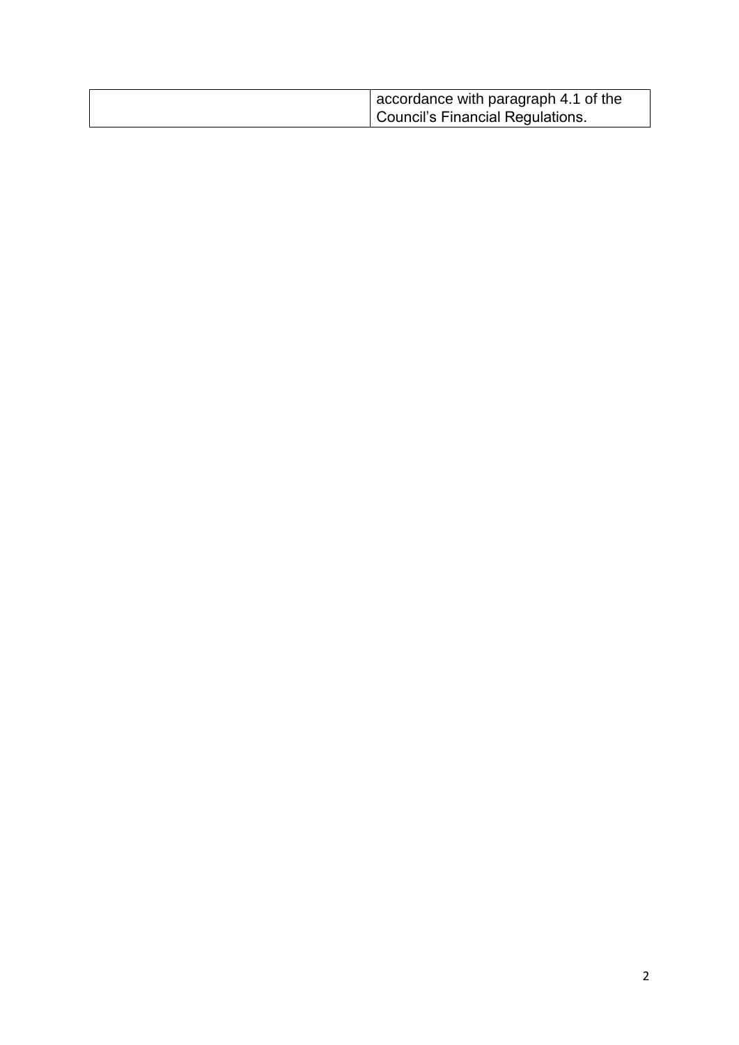| | |
|---|---|
| | accordance with paragraph 4.1 of the Council's Financial Regulations. |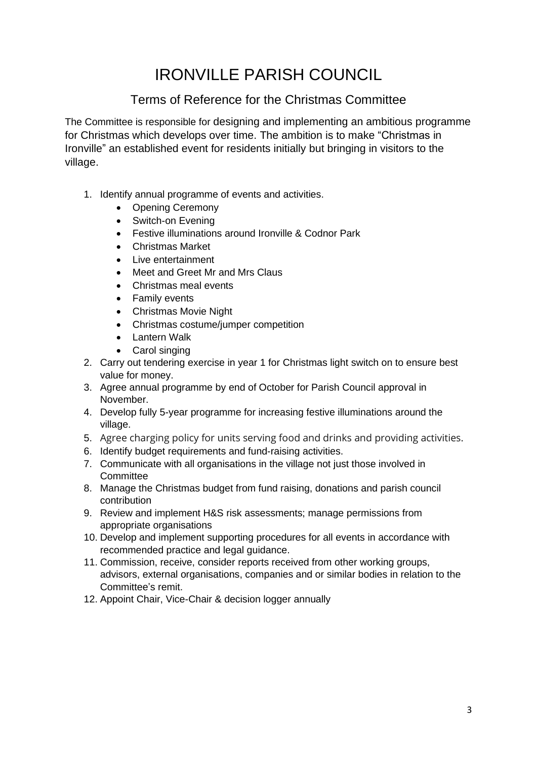# IRONVILLE PARISH COUNCIL

## Terms of Reference for the Christmas Committee

The Committee is responsible for designing and implementing an ambitious programme for Christmas which develops over time. The ambition is to make "Christmas in Ironville" an established event for residents initially but bringing in visitors to the village.

1. Identify annual programme of events and activities.
    - Opening Ceremony
    - Switch-on Evening
    - Festive illuminations around Ironville & Codnor Park
    - Christmas Market
    - Live entertainment
    - Meet and Greet Mr and Mrs Claus
    - Christmas meal events
    - Family events
    - Christmas Movie Night
    - Christmas costume/jumper competition
    - Lantern Walk
    - Carol singing
2. Carry out tendering exercise in year 1 for Christmas light switch on to ensure best value for money.
3. Agree annual programme by end of October for Parish Council approval in November.
4. Develop fully 5-year programme for increasing festive illuminations around the village.
5. Agree charging policy for units serving food and drinks and providing activities.
6. Identify budget requirements and fund-raising activities.
7. Communicate with all organisations in the village not just those involved in Committee
8. Manage the Christmas budget from fund raising, donations and parish council contribution
9. Review and implement H&S risk assessments; manage permissions from appropriate organisations
10. Develop and implement supporting procedures for all events in accordance with recommended practice and legal guidance.
11. Commission, receive, consider reports received from other working groups, advisors, external organisations, companies and or similar bodies in relation to the Committee's remit.
12. Appoint Chair, Vice-Chair & decision logger annually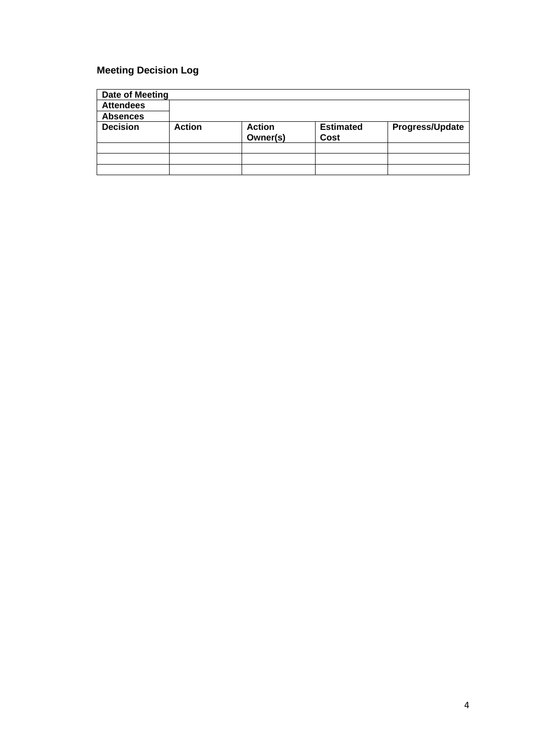## Meeting Decision Log

| Date of Meeting | | | | |
|---|---|---|---|---|
| **Attendees** | | | | |
| **Absences** | | | | |
| **Decision** | **Action** | **Action Owner(s)** | **Estimated Cost** | **Progress/Update** |
| | | | | |
| | | | | |
| | | | | |